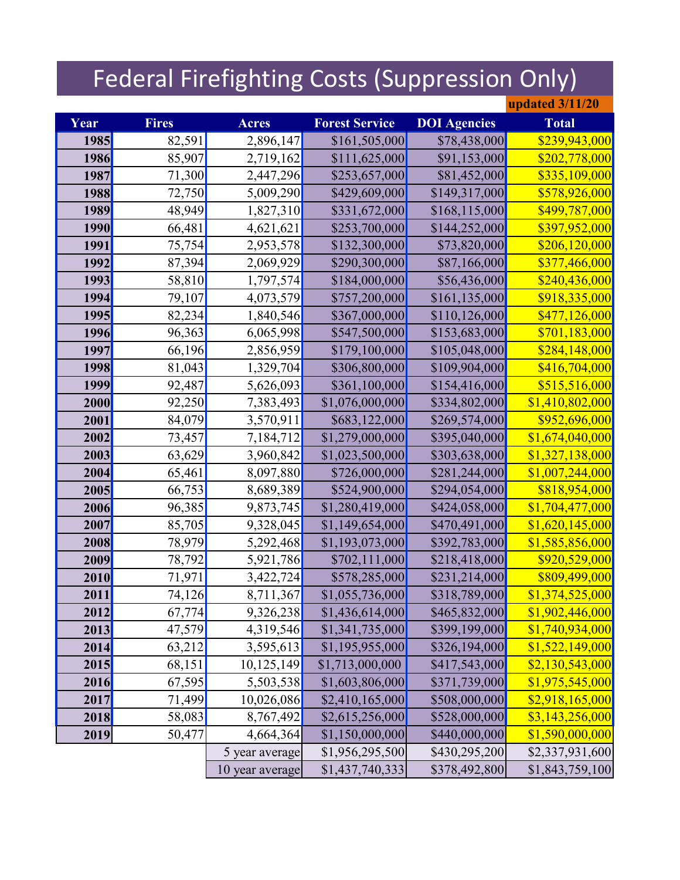# Federal Firefighting Costs (Suppression Only)

updated 3/11/20

| Year | Fires | Acres | Forest Service | DOI Agencies | Total |
|---|---|---|---|---|---|
| 1985 | 82,591 | 2,896,147 | $161,505,000 | $78,438,000 | $239,943,000 |
| 1986 | 85,907 | 2,719,162 | $111,625,000 | $91,153,000 | $202,778,000 |
| 1987 | 71,300 | 2,447,296 | $253,657,000 | $81,452,000 | $335,109,000 |
| 1988 | 72,750 | 5,009,290 | $429,609,000 | $149,317,000 | $578,926,000 |
| 1989 | 48,949 | 1,827,310 | $331,672,000 | $168,115,000 | $499,787,000 |
| 1990 | 66,481 | 4,621,621 | $253,700,000 | $144,252,000 | $397,952,000 |
| 1991 | 75,754 | 2,953,578 | $132,300,000 | $73,820,000 | $206,120,000 |
| 1992 | 87,394 | 2,069,929 | $290,300,000 | $87,166,000 | $377,466,000 |
| 1993 | 58,810 | 1,797,574 | $184,000,000 | $56,436,000 | $240,436,000 |
| 1994 | 79,107 | 4,073,579 | $757,200,000 | $161,135,000 | $918,335,000 |
| 1995 | 82,234 | 1,840,546 | $367,000,000 | $110,126,000 | $477,126,000 |
| 1996 | 96,363 | 6,065,998 | $547,500,000 | $153,683,000 | $701,183,000 |
| 1997 | 66,196 | 2,856,959 | $179,100,000 | $105,048,000 | $284,148,000 |
| 1998 | 81,043 | 1,329,704 | $306,800,000 | $109,904,000 | $416,704,000 |
| 1999 | 92,487 | 5,626,093 | $361,100,000 | $154,416,000 | $515,516,000 |
| 2000 | 92,250 | 7,383,493 | $1,076,000,000 | $334,802,000 | $1,410,802,000 |
| 2001 | 84,079 | 3,570,911 | $683,122,000 | $269,574,000 | $952,696,000 |
| 2002 | 73,457 | 7,184,712 | $1,279,000,000 | $395,040,000 | $1,674,040,000 |
| 2003 | 63,629 | 3,960,842 | $1,023,500,000 | $303,638,000 | $1,327,138,000 |
| 2004 | 65,461 | 8,097,880 | $726,000,000 | $281,244,000 | $1,007,244,000 |
| 2005 | 66,753 | 8,689,389 | $524,900,000 | $294,054,000 | $818,954,000 |
| 2006 | 96,385 | 9,873,745 | $1,280,419,000 | $424,058,000 | $1,704,477,000 |
| 2007 | 85,705 | 9,328,045 | $1,149,654,000 | $470,491,000 | $1,620,145,000 |
| 2008 | 78,979 | 5,292,468 | $1,193,073,000 | $392,783,000 | $1,585,856,000 |
| 2009 | 78,792 | 5,921,786 | $702,111,000 | $218,418,000 | $920,529,000 |
| 2010 | 71,971 | 3,422,724 | $578,285,000 | $231,214,000 | $809,499,000 |
| 2011 | 74,126 | 8,711,367 | $1,055,736,000 | $318,789,000 | $1,374,525,000 |
| 2012 | 67,774 | 9,326,238 | $1,436,614,000 | $465,832,000 | $1,902,446,000 |
| 2013 | 47,579 | 4,319,546 | $1,341,735,000 | $399,199,000 | $1,740,934,000 |
| 2014 | 63,212 | 3,595,613 | $1,195,955,000 | $326,194,000 | $1,522,149,000 |
| 2015 | 68,151 | 10,125,149 | $1,713,000,000 | $417,543,000 | $2,130,543,000 |
| 2016 | 67,595 | 5,503,538 | $1,603,806,000 | $371,739,000 | $1,975,545,000 |
| 2017 | 71,499 | 10,026,086 | $2,410,165,000 | $508,000,000 | $2,918,165,000 |
| 2018 | 58,083 | 8,767,492 | $2,615,256,000 | $528,000,000 | $3,143,256,000 |
| 2019 | 50,477 | 4,664,364 | $1,150,000,000 | $440,000,000 | $1,590,000,000 |
| | | 5 year average | $1,956,295,500 | $430,295,200 | $2,337,931,600 |
| | | 10 year average | $1,437,740,333 | $378,492,800 | $1,843,759,100 |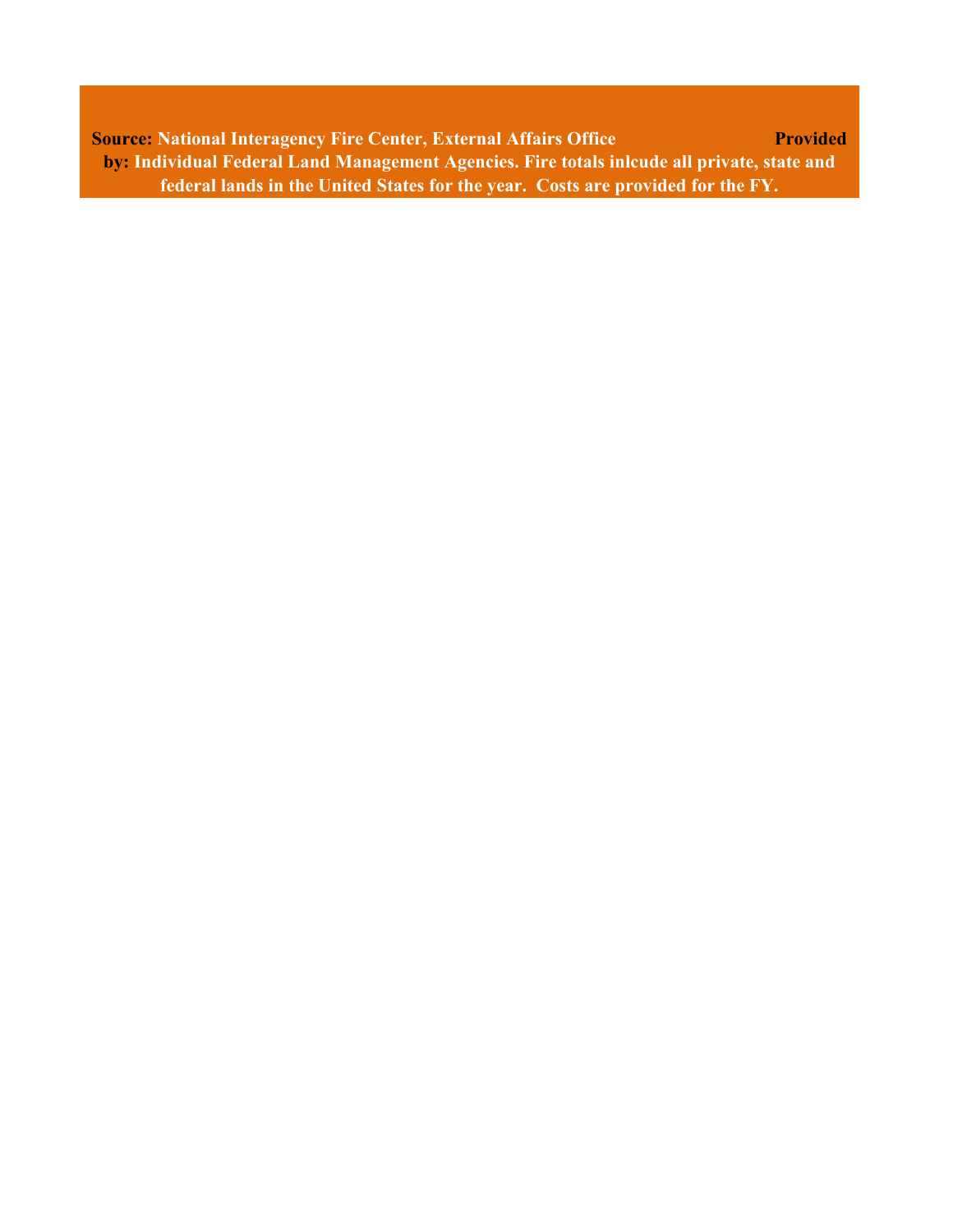**Source:** National Interagency Fire Center, External Affairs Office **Provided by:** Individual Federal Land Management Agencies. Fire totals inlcude all private, state and federal lands in the United States for the year. Costs are provided for the FY.